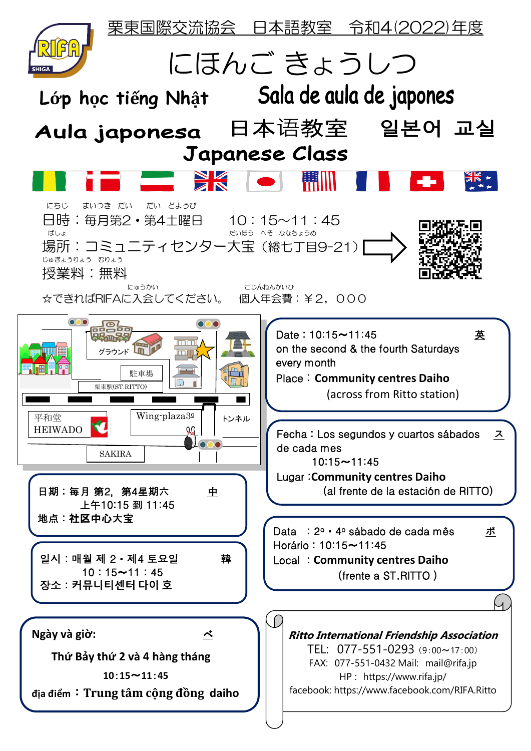栗東国際交流協会　日本語教室　令和4(2022)年度

# にほんご きょうしつ

Lớp học tiếng Nhật　　Sala de aula de japones

Aula japonesa　日本语教室　일본어 교실

Japanese Class

日時：毎月第2・第4土曜日　10：15～11：45

場所：コミュニティセンター大宝（綣七丁目9-21）

授業料：無料

☆できればRIFAに入会してください。　個人年会費：￥2，000

グラウンド　駐車場　栗東駅(ST.RITTO)　平和堂 HEIWADO　Wing-plaza3º　トンネル　SAKIRA

**英**

Date：10:15～11:45
on the second & the fourth Saturdays every month
Place：**Community centres Daiho**
(across from Ritto station)

**ス**

Fecha：Los segundos y cuartos sábados de cada mes
10:15～11:45
Lugar：**Community centres Daiho**
(al frente de la estación de RITTO)

**中**

日期：每月 第2，第4星期六
上午10:15 到 11:45
地点：**社区中心大宝**

**ポ**

Data：2º・4º sábado de cada mês
Horário：10:15～11:45
Local：**Community centres Daiho**
(frente a ST.RITTO)

**韓**

일시：매월 제 2・제4 토요일
10：15～11：45
장소：커뮤니티센터 다이 호

**ベ**

**Ngày và giờ:**
**Thứ Bảy thứ 2 và 4 hàng tháng**
**10:15～11:45**
**địa điểm：Trung tâm cộng đồng daiho**

***Ritto International Friendship Association***
TEL: 077-551-0293 (9:00～17:00)
FAX: 077-551-0432 Mail: mail@rifa.jp
HP: https://www.rifa.jp/
facebook: https://www.facebook.com/RIFA.Ritto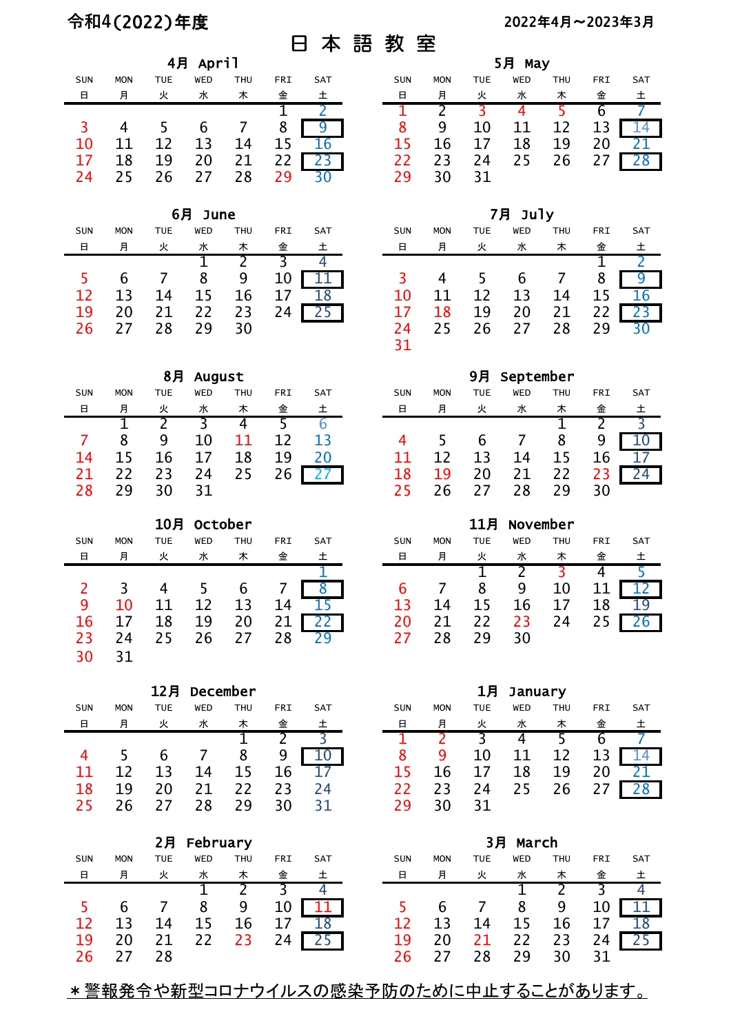令和4(2022)年度

2022年4月～2023年3月

# 日 本 語 教 室

## 4月 April

| SUN 日 | MON 月 | TUE 火 | WED 水 | THU 木 | FRI 金 | SAT 土 |
|---|---|---|---|---|---|---|
| | | | | | 1 | 2 |
| 3 | 4 | 5 | 6 | 7 | 8 | 9 |
| 10 | 11 | 12 | 13 | 14 | 15 | 16 |
| 17 | 18 | 19 | 20 | 21 | 22 | 23 |
| 24 | 25 | 26 | 27 | 28 | 29 | 30 |

## 5月 May

| SUN 日 | MON 月 | TUE 火 | WED 水 | THU 木 | FRI 金 | SAT 土 |
|---|---|---|---|---|---|---|
| 1 | 2 | 3 | 4 | 5 | 6 | 7 |
| 8 | 9 | 10 | 11 | 12 | 13 | 14 |
| 15 | 16 | 17 | 18 | 19 | 20 | 21 |
| 22 | 23 | 24 | 25 | 26 | 27 | 28 |
| 29 | 30 | 31 | | | | |

## 6月 June

| SUN 日 | MON 月 | TUE 火 | WED 水 | THU 木 | FRI 金 | SAT 土 |
|---|---|---|---|---|---|---|
| | | | 1 | 2 | 3 | 4 |
| 5 | 6 | 7 | 8 | 9 | 10 | 11 |
| 12 | 13 | 14 | 15 | 16 | 17 | 18 |
| 19 | 20 | 21 | 22 | 23 | 24 | 25 |
| 26 | 27 | 28 | 29 | 30 | | |

## 7月 July

| SUN 日 | MON 月 | TUE 火 | WED 水 | THU 木 | FRI 金 | SAT 土 |
|---|---|---|---|---|---|---|
| | | | | | 1 | 2 |
| 3 | 4 | 5 | 6 | 7 | 8 | 9 |
| 10 | 11 | 12 | 13 | 14 | 15 | 16 |
| 17 | 18 | 19 | 20 | 21 | 22 | 23 |
| 24 | 25 | 26 | 27 | 28 | 29 | 30 |
| 31 | | | | | | |

## 8月 August

| SUN 日 | MON 月 | TUE 火 | WED 水 | THU 木 | FRI 金 | SAT 土 |
|---|---|---|---|---|---|---|
| | 1 | 2 | 3 | 4 | 5 | 6 |
| 7 | 8 | 9 | 10 | 11 | 12 | 13 |
| 14 | 15 | 16 | 17 | 18 | 19 | 20 |
| 21 | 22 | 23 | 24 | 25 | 26 | 27 |
| 28 | 29 | 30 | 31 | | | |

## 9月 September

| SUN 日 | MON 月 | TUE 火 | WED 水 | THU 木 | FRI 金 | SAT 土 |
|---|---|---|---|---|---|---|
| | | | | 1 | 2 | 3 |
| 4 | 5 | 6 | 7 | 8 | 9 | 10 |
| 11 | 12 | 13 | 14 | 15 | 16 | 17 |
| 18 | 19 | 20 | 21 | 22 | 23 | 24 |
| 25 | 26 | 27 | 28 | 29 | 30 | |

## 10月 October

| SUN 日 | MON 月 | TUE 火 | WED 水 | THU 木 | FRI 金 | SAT 土 |
|---|---|---|---|---|---|---|
| | | | | | | 1 |
| 2 | 3 | 4 | 5 | 6 | 7 | 8 |
| 9 | 10 | 11 | 12 | 13 | 14 | 15 |
| 16 | 17 | 18 | 19 | 20 | 21 | 22 |
| 23 | 24 | 25 | 26 | 27 | 28 | 29 |
| 30 | 31 | | | | | |

## 11月 November

| SUN 日 | MON 月 | TUE 火 | WED 水 | THU 木 | FRI 金 | SAT 土 |
|---|---|---|---|---|---|---|
| | | 1 | 2 | 3 | 4 | 5 |
| 6 | 7 | 8 | 9 | 10 | 11 | 12 |
| 13 | 14 | 15 | 16 | 17 | 18 | 19 |
| 20 | 21 | 22 | 23 | 24 | 25 | 26 |
| 27 | 28 | 29 | 30 | | | |

## 12月 December

| SUN 日 | MON 月 | TUE 火 | WED 水 | THU 木 | FRI 金 | SAT 土 |
|---|---|---|---|---|---|---|
| | | | | 1 | 2 | 3 |
| 4 | 5 | 6 | 7 | 8 | 9 | 10 |
| 11 | 12 | 13 | 14 | 15 | 16 | 17 |
| 18 | 19 | 20 | 21 | 22 | 23 | 24 |
| 25 | 26 | 27 | 28 | 29 | 30 | 31 |

## 1月 January

| SUN 日 | MON 月 | TUE 火 | WED 水 | THU 木 | FRI 金 | SAT 土 |
|---|---|---|---|---|---|---|
| 1 | 2 | 3 | 4 | 5 | 6 | 7 |
| 8 | 9 | 10 | 11 | 12 | 13 | 14 |
| 15 | 16 | 17 | 18 | 19 | 20 | 21 |
| 22 | 23 | 24 | 25 | 26 | 27 | 28 |
| 29 | 30 | 31 | | | | |

## 2月 February

| SUN 日 | MON 月 | TUE 火 | WED 水 | THU 木 | FRI 金 | SAT 土 |
|---|---|---|---|---|---|---|
| | | | 1 | 2 | 3 | 4 |
| 5 | 6 | 7 | 8 | 9 | 10 | 11 |
| 12 | 13 | 14 | 15 | 16 | 17 | 18 |
| 19 | 20 | 21 | 22 | 23 | 24 | 25 |
| 26 | 27 | 28 | | | | |

## 3月 March

| SUN 日 | MON 月 | TUE 火 | WED 水 | THU 木 | FRI 金 | SAT 土 |
|---|---|---|---|---|---|---|
| | | | 1 | 2 | 3 | 4 |
| 5 | 6 | 7 | 8 | 9 | 10 | 11 |
| 12 | 13 | 14 | 15 | 16 | 17 | 18 |
| 19 | 20 | 21 | 22 | 23 | 24 | 25 |
| 26 | 27 | 28 | 29 | 30 | 31 | |

＊警報発令や新型コロナウイルスの感染予防のために中止することがあります。